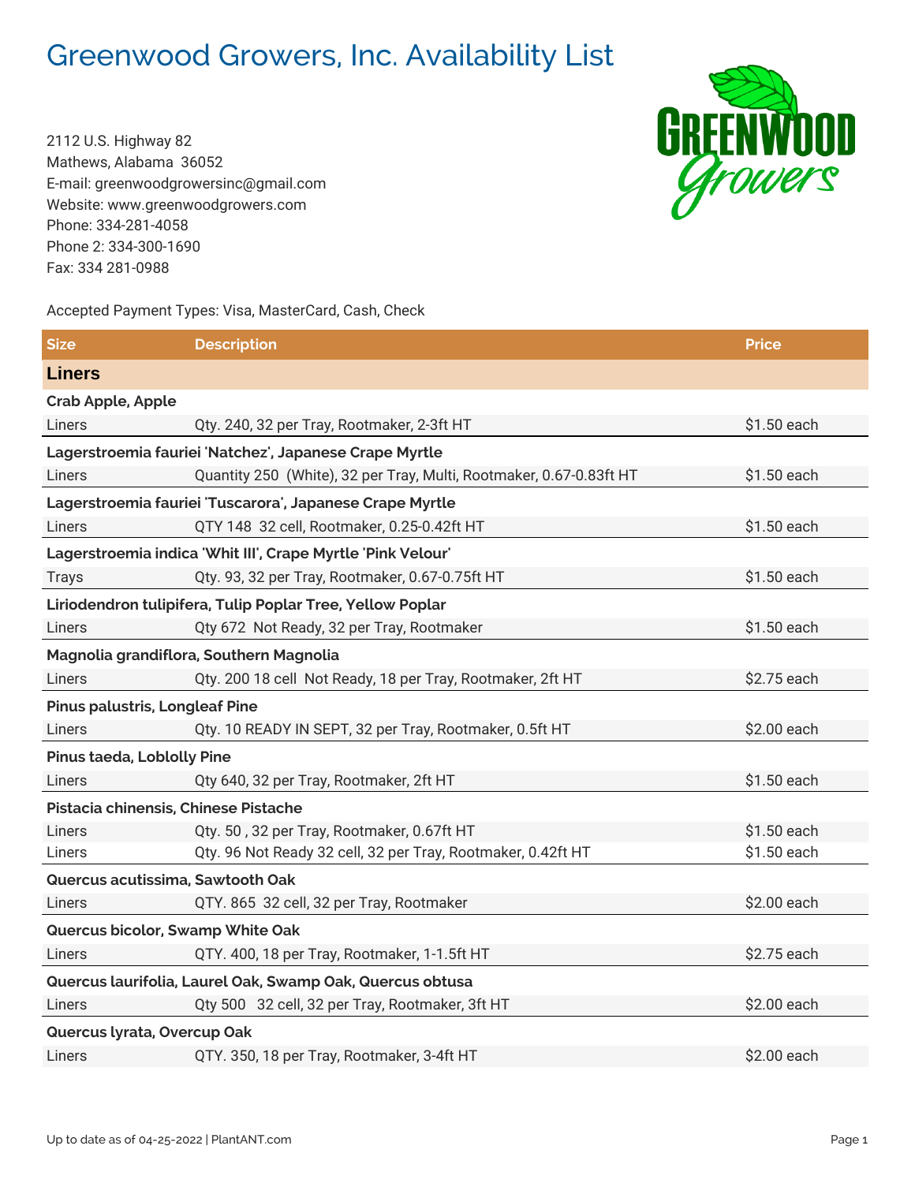# Greenwood Growers, Inc. Availability List

2112 U.S. Highway 82
Mathews, Alabama 36052
E-mail: greenwoodgrowersinc@gmail.com
Website: www.greenwoodgrowers.com
Phone: 334-281-4058
Phone 2: 334-300-1690
Fax: 334 281-0988

Accepted Payment Types: Visa, MasterCard, Cash, Check

| Size | Description | Price |
|---|---|---|
| **Liners** | | |
| **Crab Apple, Apple** | | |
| Liners | Qty. 240, 32 per Tray, Rootmaker, 2-3ft HT | $1.50 each |
| **Lagerstroemia fauriei 'Natchez', Japanese Crape Myrtle** | | |
| Liners | Quantity 250 (White), 32 per Tray, Multi, Rootmaker, 0.67-0.83ft HT | $1.50 each |
| **Lagerstroemia fauriei 'Tuscarora', Japanese Crape Myrtle** | | |
| Liners | QTY 148 32 cell, Rootmaker, 0.25-0.42ft HT | $1.50 each |
| **Lagerstroemia indica 'Whit III', Crape Myrtle 'Pink Velour'** | | |
| Trays | Qty. 93, 32 per Tray, Rootmaker, 0.67-0.75ft HT | $1.50 each |
| **Liriodendron tulipifera, Tulip Poplar Tree, Yellow Poplar** | | |
| Liners | Qty 672 Not Ready, 32 per Tray, Rootmaker | $1.50 each |
| **Magnolia grandiflora, Southern Magnolia** | | |
| Liners | Qty. 200 18 cell Not Ready, 18 per Tray, Rootmaker, 2ft HT | $2.75 each |
| **Pinus palustris, Longleaf Pine** | | |
| Liners | Qty. 10 READY IN SEPT, 32 per Tray, Rootmaker, 0.5ft HT | $2.00 each |
| **Pinus taeda, Loblolly Pine** | | |
| Liners | Qty 640, 32 per Tray, Rootmaker, 2ft HT | $1.50 each |
| **Pistacia chinensis, Chinese Pistache** | | |
| Liners | Qty. 50 , 32 per Tray, Rootmaker, 0.67ft HT | $1.50 each |
| Liners | Qty. 96 Not Ready 32 cell, 32 per Tray, Rootmaker, 0.42ft HT | $1.50 each |
| **Quercus acutissima, Sawtooth Oak** | | |
| Liners | QTY. 865 32 cell, 32 per Tray, Rootmaker | $2.00 each |
| **Quercus bicolor, Swamp White Oak** | | |
| Liners | QTY. 400, 18 per Tray, Rootmaker, 1-1.5ft HT | $2.75 each |
| **Quercus laurifolia, Laurel Oak, Swamp Oak, Quercus obtusa** | | |
| Liners | Qty 500 32 cell, 32 per Tray, Rootmaker, 3ft HT | $2.00 each |
| **Quercus lyrata, Overcup Oak** | | |
| Liners | QTY. 350, 18 per Tray, Rootmaker, 3-4ft HT | $2.00 each |

Up to date as of 04-25-2022 | PlantANT.com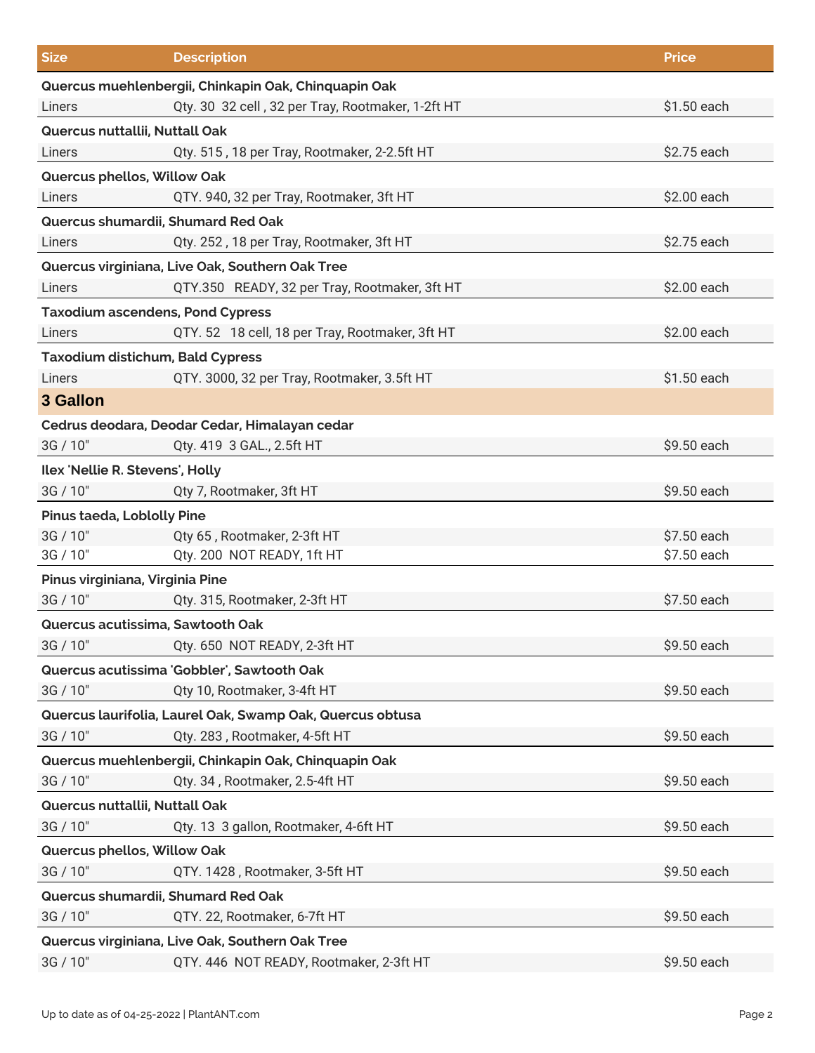| Size | Description | Price |
|---|---|---|
| **Quercus muehlenbergii, Chinkapin Oak, Chinquapin Oak** | | |
| Liners | Qty. 30 32 cell , 32 per Tray, Rootmaker, 1-2ft HT | $1.50 each |
| **Quercus nuttallii, Nuttall Oak** | | |
| Liners | Qty. 515 , 18 per Tray, Rootmaker, 2-2.5ft HT | $2.75 each |
| **Quercus phellos, Willow Oak** | | |
| Liners | QTY. 940, 32 per Tray, Rootmaker, 3ft HT | $2.00 each |
| **Quercus shumardii, Shumard Red Oak** | | |
| Liners | Qty. 252 , 18 per Tray, Rootmaker, 3ft HT | $2.75 each |
| **Quercus virginiana, Live Oak, Southern Oak Tree** | | |
| Liners | QTY.350 READY, 32 per Tray, Rootmaker, 3ft HT | $2.00 each |
| **Taxodium ascendens, Pond Cypress** | | |
| Liners | QTY. 52 18 cell, 18 per Tray, Rootmaker, 3ft HT | $2.00 each |
| **Taxodium distichum, Bald Cypress** | | |
| Liners | QTY. 3000, 32 per Tray, Rootmaker, 3.5ft HT | $1.50 each |
| **3 Gallon** | | |
| **Cedrus deodara, Deodar Cedar, Himalayan cedar** | | |
| 3G / 10" | Qty. 419 3 GAL., 2.5ft HT | $9.50 each |
| **Ilex 'Nellie R. Stevens', Holly** | | |
| 3G / 10" | Qty 7, Rootmaker, 3ft HT | $9.50 each |
| **Pinus taeda, Loblolly Pine** | | |
| 3G / 10" | Qty 65 , Rootmaker, 2-3ft HT | $7.50 each |
| 3G / 10" | Qty. 200 NOT READY, 1ft HT | $7.50 each |
| **Pinus virginiana, Virginia Pine** | | |
| 3G / 10" | Qty. 315, Rootmaker, 2-3ft HT | $7.50 each |
| **Quercus acutissima, Sawtooth Oak** | | |
| 3G / 10" | Qty. 650 NOT READY, 2-3ft HT | $9.50 each |
| **Quercus acutissima 'Gobbler', Sawtooth Oak** | | |
| 3G / 10" | Qty 10, Rootmaker, 3-4ft HT | $9.50 each |
| **Quercus laurifolia, Laurel Oak, Swamp Oak, Quercus obtusa** | | |
| 3G / 10" | Qty. 283 , Rootmaker, 4-5ft HT | $9.50 each |
| **Quercus muehlenbergii, Chinkapin Oak, Chinquapin Oak** | | |
| 3G / 10" | Qty. 34 , Rootmaker, 2.5-4ft HT | $9.50 each |
| **Quercus nuttallii, Nuttall Oak** | | |
| 3G / 10" | Qty. 13 3 gallon, Rootmaker, 4-6ft HT | $9.50 each |
| **Quercus phellos, Willow Oak** | | |
| 3G / 10" | QTY. 1428 , Rootmaker, 3-5ft HT | $9.50 each |
| **Quercus shumardii, Shumard Red Oak** | | |
| 3G / 10" | QTY. 22, Rootmaker, 6-7ft HT | $9.50 each |
| **Quercus virginiana, Live Oak, Southern Oak Tree** | | |
| 3G / 10" | QTY. 446 NOT READY, Rootmaker, 2-3ft HT | $9.50 each |

Up to date as of 04-25-2022 | PlantANT.com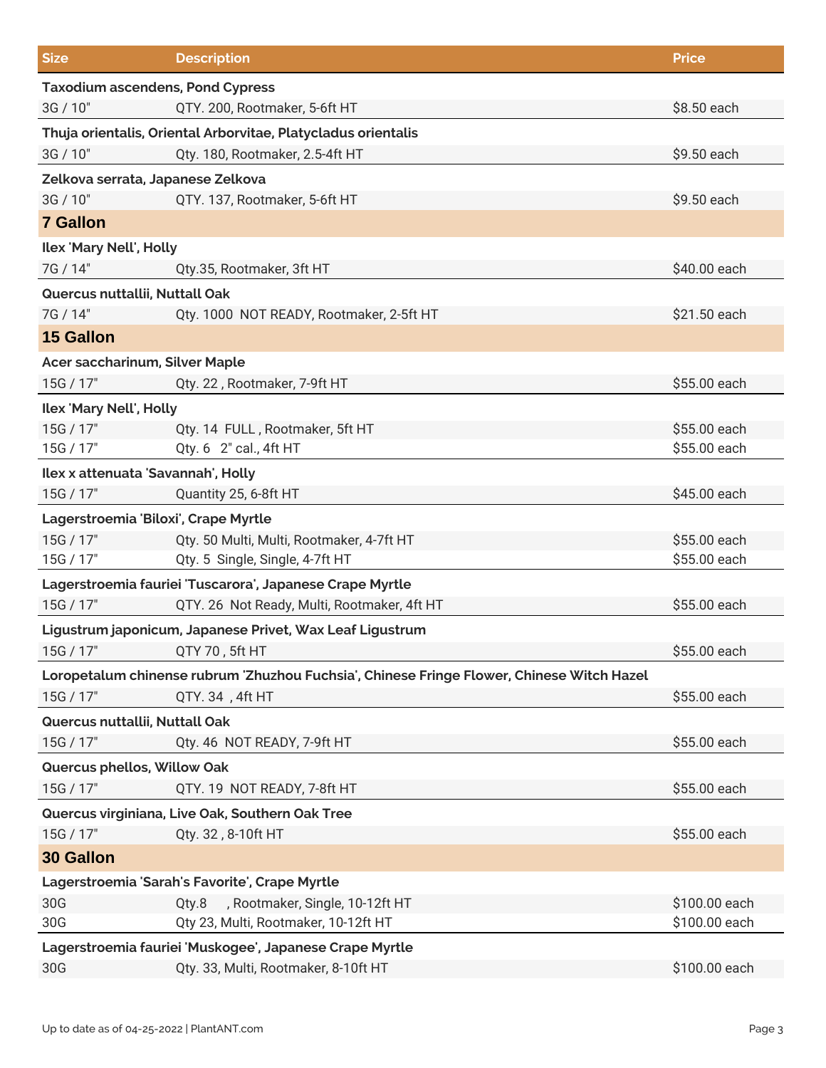| Size | Description | Price |
|---|---|---|
| **Taxodium ascendens, Pond Cypress** | | |
| 3G / 10" | QTY. 200, Rootmaker, 5-6ft HT | $8.50 each |
| **Thuja orientalis, Oriental Arborvitae, Platycladus orientalis** | | |
| 3G / 10" | Qty. 180, Rootmaker, 2.5-4ft HT | $9.50 each |
| **Zelkova serrata, Japanese Zelkova** | | |
| 3G / 10" | QTY. 137, Rootmaker, 5-6ft HT | $9.50 each |
| **7 Gallon** | | |
| **Ilex 'Mary Nell', Holly** | | |
| 7G / 14" | Qty.35, Rootmaker, 3ft HT | $40.00 each |
| **Quercus nuttallii, Nuttall Oak** | | |
| 7G / 14" | Qty. 1000 NOT READY, Rootmaker, 2-5ft HT | $21.50 each |
| **15 Gallon** | | |
| **Acer saccharinum, Silver Maple** | | |
| 15G / 17" | Qty. 22 , Rootmaker, 7-9ft HT | $55.00 each |
| **Ilex 'Mary Nell', Holly** | | |
| 15G / 17" | Qty. 14 FULL , Rootmaker, 5ft HT | $55.00 each |
| 15G / 17" | Qty. 6 2" cal., 4ft HT | $55.00 each |
| **Ilex x attenuata 'Savannah', Holly** | | |
| 15G / 17" | Quantity 25, 6-8ft HT | $45.00 each |
| **Lagerstroemia 'Biloxi', Crape Myrtle** | | |
| 15G / 17" | Qty. 50 Multi, Multi, Rootmaker, 4-7ft HT | $55.00 each |
| 15G / 17" | Qty. 5 Single, Single, 4-7ft HT | $55.00 each |
| **Lagerstroemia fauriei 'Tuscarora', Japanese Crape Myrtle** | | |
| 15G / 17" | QTY. 26 Not Ready, Multi, Rootmaker, 4ft HT | $55.00 each |
| **Ligustrum japonicum, Japanese Privet, Wax Leaf Ligustrum** | | |
| 15G / 17" | QTY 70 , 5ft HT | $55.00 each |
| **Loropetalum chinense rubrum 'Zhuzhou Fuchsia', Chinese Fringe Flower, Chinese Witch Hazel** | | |
| 15G / 17" | QTY. 34 , 4ft HT | $55.00 each |
| **Quercus nuttallii, Nuttall Oak** | | |
| 15G / 17" | Qty. 46 NOT READY, 7-9ft HT | $55.00 each |
| **Quercus phellos, Willow Oak** | | |
| 15G / 17" | QTY. 19 NOT READY, 7-8ft HT | $55.00 each |
| **Quercus virginiana, Live Oak, Southern Oak Tree** | | |
| 15G / 17" | Qty. 32 , 8-10ft HT | $55.00 each |
| **30 Gallon** | | |
| **Lagerstroemia 'Sarah's Favorite', Crape Myrtle** | | |
| 30G | Qty.8 , Rootmaker, Single, 10-12ft HT | $100.00 each |
| 30G | Qty 23, Multi, Rootmaker, 10-12ft HT | $100.00 each |
| **Lagerstroemia fauriei 'Muskogee', Japanese Crape Myrtle** | | |
| 30G | Qty. 33, Multi, Rootmaker, 8-10ft HT | $100.00 each |

Up to date as of 04-25-2022 | PlantANT.com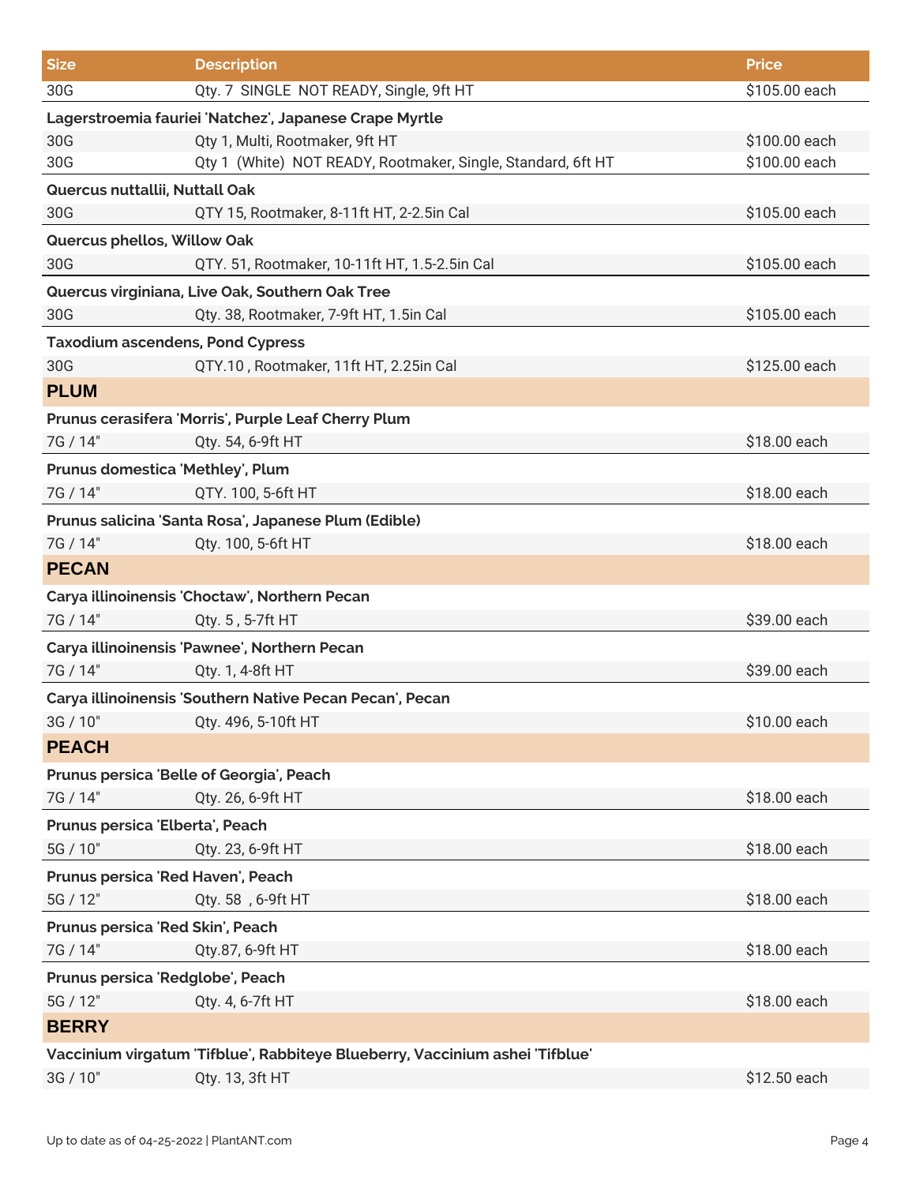| Size | Description | Price |
|---|---|---|
| 30G | Qty. 7 SINGLE NOT READY, Single, 9ft HT | $105.00 each |
| **Lagerstroemia fauriei 'Natchez', Japanese Crape Myrtle** | | |
| 30G | Qty 1, Multi, Rootmaker, 9ft HT | $100.00 each |
| 30G | Qty 1 (White) NOT READY, Rootmaker, Single, Standard, 6ft HT | $100.00 each |
| **Quercus nuttallii, Nuttall Oak** | | |
| 30G | QTY 15, Rootmaker, 8-11ft HT, 2-2.5in Cal | $105.00 each |
| **Quercus phellos, Willow Oak** | | |
| 30G | QTY. 51, Rootmaker, 10-11ft HT, 1.5-2.5in Cal | $105.00 each |
| **Quercus virginiana, Live Oak, Southern Oak Tree** | | |
| 30G | Qty. 38, Rootmaker, 7-9ft HT, 1.5in Cal | $105.00 each |
| **Taxodium ascendens, Pond Cypress** | | |
| 30G | QTY.10 , Rootmaker, 11ft HT, 2.25in Cal | $125.00 each |
| **PLUM** | | |
| **Prunus cerasifera 'Morris', Purple Leaf Cherry Plum** | | |
| 7G / 14" | Qty. 54, 6-9ft HT | $18.00 each |
| **Prunus domestica 'Methley', Plum** | | |
| 7G / 14" | QTY. 100, 5-6ft HT | $18.00 each |
| **Prunus salicina 'Santa Rosa', Japanese Plum (Edible)** | | |
| 7G / 14" | Qty. 100, 5-6ft HT | $18.00 each |
| **PECAN** | | |
| **Carya illinoinensis 'Choctaw', Northern Pecan** | | |
| 7G / 14" | Qty. 5 , 5-7ft HT | $39.00 each |
| **Carya illinoinensis 'Pawnee', Northern Pecan** | | |
| 7G / 14" | Qty. 1, 4-8ft HT | $39.00 each |
| **Carya illinoinensis 'Southern Native Pecan Pecan', Pecan** | | |
| 3G / 10" | Qty. 496, 5-10ft HT | $10.00 each |
| **PEACH** | | |
| **Prunus persica 'Belle of Georgia', Peach** | | |
| 7G / 14" | Qty. 26, 6-9ft HT | $18.00 each |
| **Prunus persica 'Elberta', Peach** | | |
| 5G / 10" | Qty. 23, 6-9ft HT | $18.00 each |
| **Prunus persica 'Red Haven', Peach** | | |
| 5G / 12" | Qty. 58 , 6-9ft HT | $18.00 each |
| **Prunus persica 'Red Skin', Peach** | | |
| 7G / 14" | Qty.87, 6-9ft HT | $18.00 each |
| **Prunus persica 'Redglobe', Peach** | | |
| 5G / 12" | Qty. 4, 6-7ft HT | $18.00 each |
| **BERRY** | | |
| **Vaccinium virgatum 'Tifblue', Rabbiteye Blueberry, Vaccinium ashei 'Tifblue'** | | |
| 3G / 10" | Qty. 13, 3ft HT | $12.50 each |

Up to date as of 04-25-2022 | PlantANT.com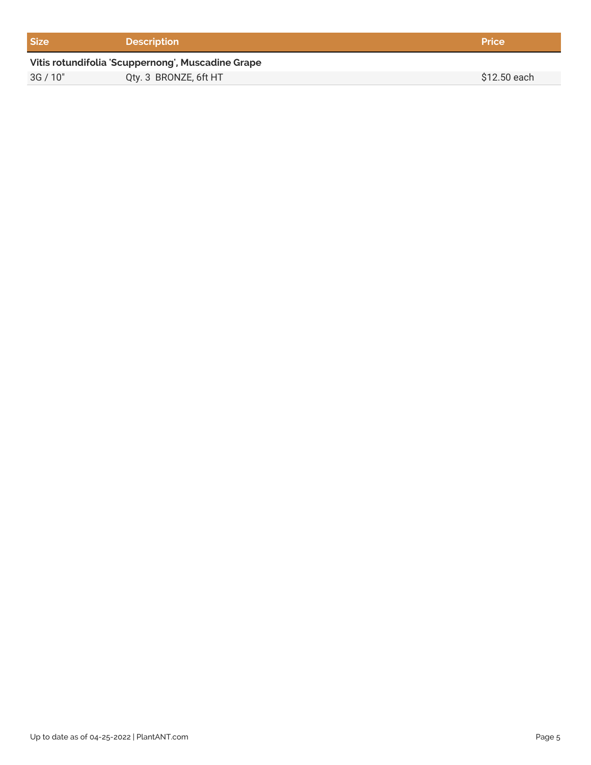| Size | Description | Price |
|---|---|---|
| **Vitis rotundifolia 'Scuppernong', Muscadine Grape** | | |
| 3G / 10" | Qty. 3 BRONZE, 6ft HT | $12.50 each |

Up to date as of 04-25-2022 | PlantANT.com